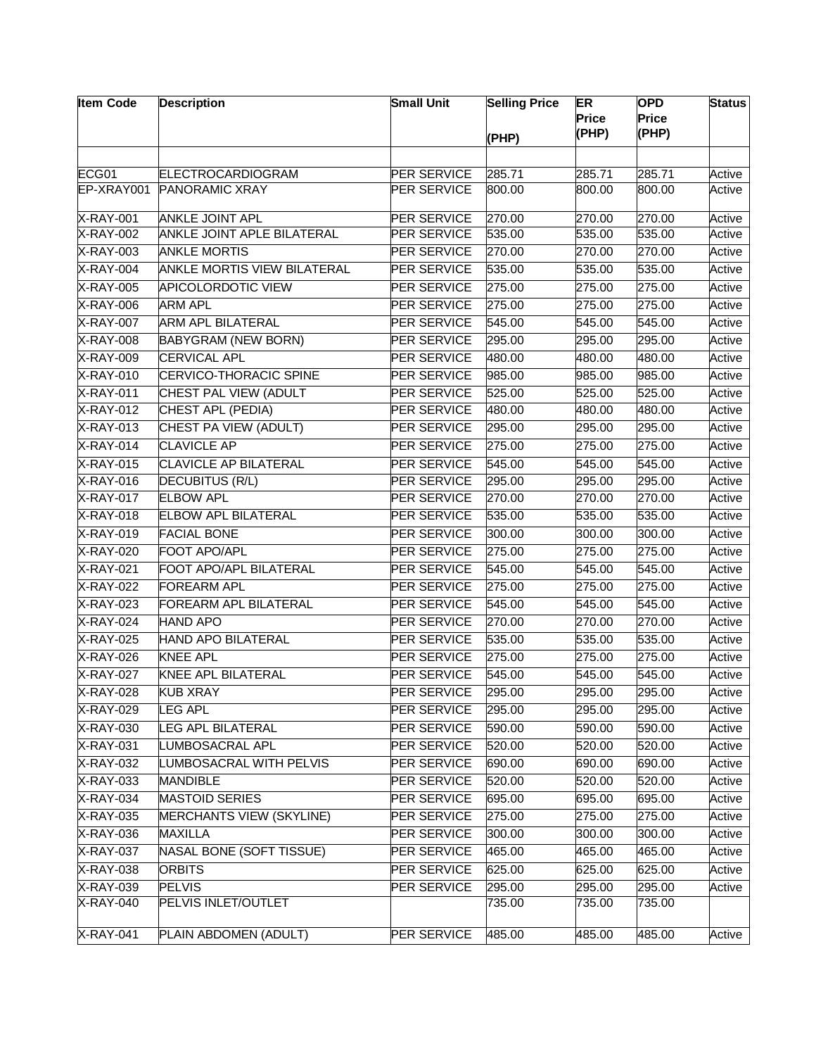| Item Code | Description | Small Unit | Selling Price (PHP) | ER Price (PHP) | OPD Price (PHP) | Status |
|---|---|---|---|---|---|---|
| | | | | | | |
| ECG01 | ELECTROCARDIOGRAM | PER SERVICE | 285.71 | 285.71 | 285.71 | Active |
| EP-XRAY001 | PANORAMIC XRAY | PER SERVICE | 800.00 | 800.00 | 800.00 | Active |
| X-RAY-001 | ANKLE JOINT APL | PER SERVICE | 270.00 | 270.00 | 270.00 | Active |
| X-RAY-002 | ANKLE JOINT APLE BILATERAL | PER SERVICE | 535.00 | 535.00 | 535.00 | Active |
| X-RAY-003 | ANKLE MORTIS | PER SERVICE | 270.00 | 270.00 | 270.00 | Active |
| X-RAY-004 | ANKLE MORTIS VIEW BILATERAL | PER SERVICE | 535.00 | 535.00 | 535.00 | Active |
| X-RAY-005 | APICOLORDOTIC VIEW | PER SERVICE | 275.00 | 275.00 | 275.00 | Active |
| X-RAY-006 | ARM APL | PER SERVICE | 275.00 | 275.00 | 275.00 | Active |
| X-RAY-007 | ARM APL BILATERAL | PER SERVICE | 545.00 | 545.00 | 545.00 | Active |
| X-RAY-008 | BABYGRAM (NEW BORN) | PER SERVICE | 295.00 | 295.00 | 295.00 | Active |
| X-RAY-009 | CERVICAL APL | PER SERVICE | 480.00 | 480.00 | 480.00 | Active |
| X-RAY-010 | CERVICO-THORACIC SPINE | PER SERVICE | 985.00 | 985.00 | 985.00 | Active |
| X-RAY-011 | CHEST PAL VIEW (ADULT | PER SERVICE | 525.00 | 525.00 | 525.00 | Active |
| X-RAY-012 | CHEST APL (PEDIA) | PER SERVICE | 480.00 | 480.00 | 480.00 | Active |
| X-RAY-013 | CHEST PA VIEW (ADULT) | PER SERVICE | 295.00 | 295.00 | 295.00 | Active |
| X-RAY-014 | CLAVICLE AP | PER SERVICE | 275.00 | 275.00 | 275.00 | Active |
| X-RAY-015 | CLAVICLE AP BILATERAL | PER SERVICE | 545.00 | 545.00 | 545.00 | Active |
| X-RAY-016 | DECUBITUS (R/L) | PER SERVICE | 295.00 | 295.00 | 295.00 | Active |
| X-RAY-017 | ELBOW APL | PER SERVICE | 270.00 | 270.00 | 270.00 | Active |
| X-RAY-018 | ELBOW APL BILATERAL | PER SERVICE | 535.00 | 535.00 | 535.00 | Active |
| X-RAY-019 | FACIAL BONE | PER SERVICE | 300.00 | 300.00 | 300.00 | Active |
| X-RAY-020 | FOOT APO/APL | PER SERVICE | 275.00 | 275.00 | 275.00 | Active |
| X-RAY-021 | FOOT APO/APL BILATERAL | PER SERVICE | 545.00 | 545.00 | 545.00 | Active |
| X-RAY-022 | FOREARM APL | PER SERVICE | 275.00 | 275.00 | 275.00 | Active |
| X-RAY-023 | FOREARM APL BILATERAL | PER SERVICE | 545.00 | 545.00 | 545.00 | Active |
| X-RAY-024 | HAND APO | PER SERVICE | 270.00 | 270.00 | 270.00 | Active |
| X-RAY-025 | HAND APO BILATERAL | PER SERVICE | 535.00 | 535.00 | 535.00 | Active |
| X-RAY-026 | KNEE APL | PER SERVICE | 275.00 | 275.00 | 275.00 | Active |
| X-RAY-027 | KNEE APL BILATERAL | PER SERVICE | 545.00 | 545.00 | 545.00 | Active |
| X-RAY-028 | KUB XRAY | PER SERVICE | 295.00 | 295.00 | 295.00 | Active |
| X-RAY-029 | LEG APL | PER SERVICE | 295.00 | 295.00 | 295.00 | Active |
| X-RAY-030 | LEG APL BILATERAL | PER SERVICE | 590.00 | 590.00 | 590.00 | Active |
| X-RAY-031 | LUMBOSACRAL APL | PER SERVICE | 520.00 | 520.00 | 520.00 | Active |
| X-RAY-032 | LUMBOSACRAL WITH PELVIS | PER SERVICE | 690.00 | 690.00 | 690.00 | Active |
| X-RAY-033 | MANDIBLE | PER SERVICE | 520.00 | 520.00 | 520.00 | Active |
| X-RAY-034 | MASTOID SERIES | PER SERVICE | 695.00 | 695.00 | 695.00 | Active |
| X-RAY-035 | MERCHANTS VIEW (SKYLINE) | PER SERVICE | 275.00 | 275.00 | 275.00 | Active |
| X-RAY-036 | MAXILLA | PER SERVICE | 300.00 | 300.00 | 300.00 | Active |
| X-RAY-037 | NASAL BONE (SOFT TISSUE) | PER SERVICE | 465.00 | 465.00 | 465.00 | Active |
| X-RAY-038 | ORBITS | PER SERVICE | 625.00 | 625.00 | 625.00 | Active |
| X-RAY-039 | PELVIS | PER SERVICE | 295.00 | 295.00 | 295.00 | Active |
| X-RAY-040 | PELVIS INLET/OUTLET | | 735.00 | 735.00 | 735.00 | |
| X-RAY-041 | PLAIN ABDOMEN (ADULT) | PER SERVICE | 485.00 | 485.00 | 485.00 | Active |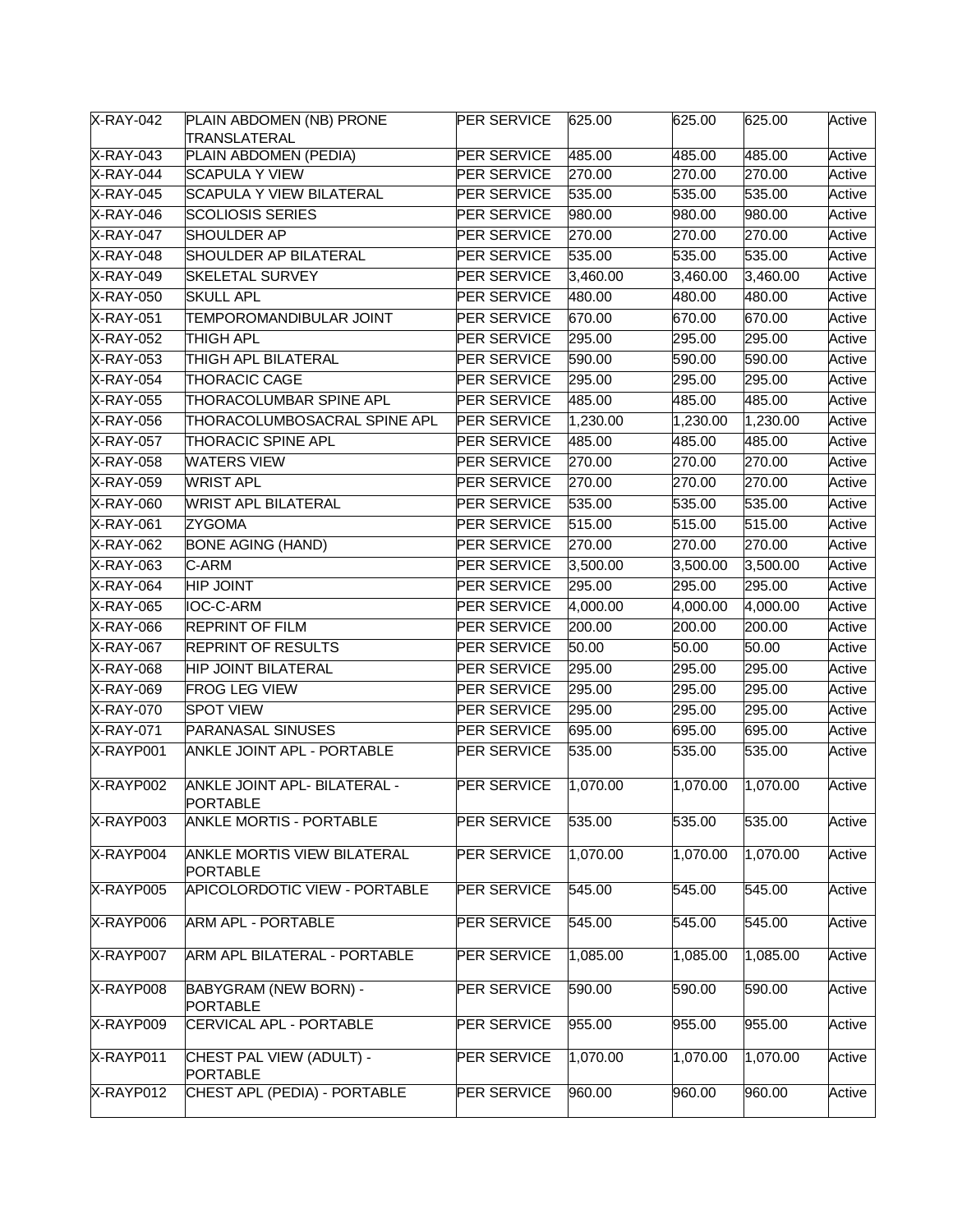| X-RAY-042 | PLAIN ABDOMEN (NB) PRONE TRANSLATERAL | PER SERVICE | 625.00 | 625.00 | 625.00 | Active |
|---|---|---|---|---|---|---|
| X-RAY-043 | PLAIN ABDOMEN (PEDIA) | PER SERVICE | 485.00 | 485.00 | 485.00 | Active |
| X-RAY-044 | SCAPULA Y VIEW | PER SERVICE | 270.00 | 270.00 | 270.00 | Active |
| X-RAY-045 | SCAPULA Y VIEW BILATERAL | PER SERVICE | 535.00 | 535.00 | 535.00 | Active |
| X-RAY-046 | SCOLIOSIS SERIES | PER SERVICE | 980.00 | 980.00 | 980.00 | Active |
| X-RAY-047 | SHOULDER AP | PER SERVICE | 270.00 | 270.00 | 270.00 | Active |
| X-RAY-048 | SHOULDER AP BILATERAL | PER SERVICE | 535.00 | 535.00 | 535.00 | Active |
| X-RAY-049 | SKELETAL SURVEY | PER SERVICE | 3,460.00 | 3,460.00 | 3,460.00 | Active |
| X-RAY-050 | SKULL APL | PER SERVICE | 480.00 | 480.00 | 480.00 | Active |
| X-RAY-051 | TEMPOROMANDIBULAR JOINT | PER SERVICE | 670.00 | 670.00 | 670.00 | Active |
| X-RAY-052 | THIGH APL | PER SERVICE | 295.00 | 295.00 | 295.00 | Active |
| X-RAY-053 | THIGH APL BILATERAL | PER SERVICE | 590.00 | 590.00 | 590.00 | Active |
| X-RAY-054 | THORACIC CAGE | PER SERVICE | 295.00 | 295.00 | 295.00 | Active |
| X-RAY-055 | THORACOLUMBAR SPINE APL | PER SERVICE | 485.00 | 485.00 | 485.00 | Active |
| X-RAY-056 | THORACOLUMBOSACRAL SPINE APL | PER SERVICE | 1,230.00 | 1,230.00 | 1,230.00 | Active |
| X-RAY-057 | THORACIC SPINE APL | PER SERVICE | 485.00 | 485.00 | 485.00 | Active |
| X-RAY-058 | WATERS VIEW | PER SERVICE | 270.00 | 270.00 | 270.00 | Active |
| X-RAY-059 | WRIST APL | PER SERVICE | 270.00 | 270.00 | 270.00 | Active |
| X-RAY-060 | WRIST APL BILATERAL | PER SERVICE | 535.00 | 535.00 | 535.00 | Active |
| X-RAY-061 | ZYGOMA | PER SERVICE | 515.00 | 515.00 | 515.00 | Active |
| X-RAY-062 | BONE AGING (HAND) | PER SERVICE | 270.00 | 270.00 | 270.00 | Active |
| X-RAY-063 | C-ARM | PER SERVICE | 3,500.00 | 3,500.00 | 3,500.00 | Active |
| X-RAY-064 | HIP JOINT | PER SERVICE | 295.00 | 295.00 | 295.00 | Active |
| X-RAY-065 | IOC-C-ARM | PER SERVICE | 4,000.00 | 4,000.00 | 4,000.00 | Active |
| X-RAY-066 | REPRINT OF FILM | PER SERVICE | 200.00 | 200.00 | 200.00 | Active |
| X-RAY-067 | REPRINT OF RESULTS | PER SERVICE | 50.00 | 50.00 | 50.00 | Active |
| X-RAY-068 | HIP JOINT BILATERAL | PER SERVICE | 295.00 | 295.00 | 295.00 | Active |
| X-RAY-069 | FROG LEG VIEW | PER SERVICE | 295.00 | 295.00 | 295.00 | Active |
| X-RAY-070 | SPOT VIEW | PER SERVICE | 295.00 | 295.00 | 295.00 | Active |
| X-RAY-071 | PARANASAL SINUSES | PER SERVICE | 695.00 | 695.00 | 695.00 | Active |
| X-RAYP001 | ANKLE JOINT APL - PORTABLE | PER SERVICE | 535.00 | 535.00 | 535.00 | Active |
| X-RAYP002 | ANKLE JOINT APL- BILATERAL - PORTABLE | PER SERVICE | 1,070.00 | 1,070.00 | 1,070.00 | Active |
| X-RAYP003 | ANKLE MORTIS - PORTABLE | PER SERVICE | 535.00 | 535.00 | 535.00 | Active |
| X-RAYP004 | ANKLE MORTIS VIEW BILATERAL PORTABLE | PER SERVICE | 1,070.00 | 1,070.00 | 1,070.00 | Active |
| X-RAYP005 | APICOLORDOTIC VIEW - PORTABLE | PER SERVICE | 545.00 | 545.00 | 545.00 | Active |
| X-RAYP006 | ARM APL - PORTABLE | PER SERVICE | 545.00 | 545.00 | 545.00 | Active |
| X-RAYP007 | ARM APL BILATERAL - PORTABLE | PER SERVICE | 1,085.00 | 1,085.00 | 1,085.00 | Active |
| X-RAYP008 | BABYGRAM (NEW BORN) - PORTABLE | PER SERVICE | 590.00 | 590.00 | 590.00 | Active |
| X-RAYP009 | CERVICAL APL - PORTABLE | PER SERVICE | 955.00 | 955.00 | 955.00 | Active |
| X-RAYP011 | CHEST PAL VIEW (ADULT) - PORTABLE | PER SERVICE | 1,070.00 | 1,070.00 | 1,070.00 | Active |
| X-RAYP012 | CHEST APL (PEDIA) - PORTABLE | PER SERVICE | 960.00 | 960.00 | 960.00 | Active |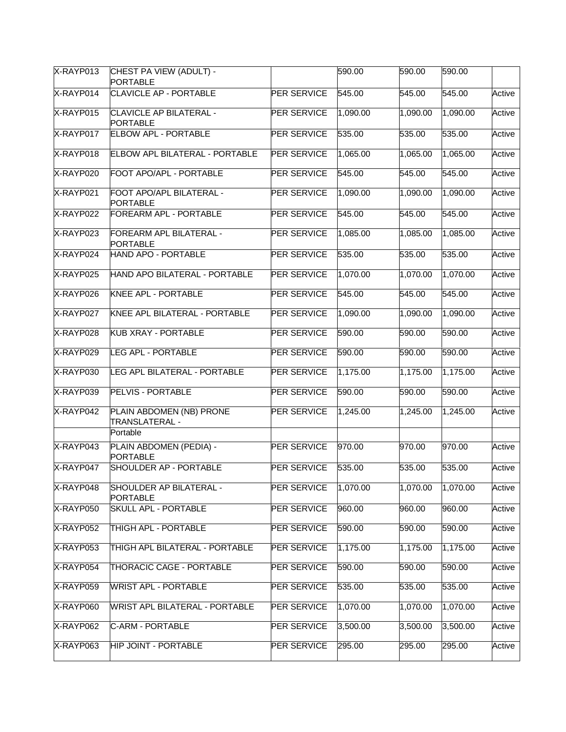| | | | | | | |
|---|---|---|---|---|---|---|
| X-RAYP013 | CHEST PA VIEW (ADULT) - PORTABLE | | 590.00 | 590.00 | 590.00 | |
| X-RAYP014 | CLAVICLE AP - PORTABLE | PER SERVICE | 545.00 | 545.00 | 545.00 | Active |
| X-RAYP015 | CLAVICLE AP BILATERAL - PORTABLE | PER SERVICE | 1,090.00 | 1,090.00 | 1,090.00 | Active |
| X-RAYP017 | ELBOW APL - PORTABLE | PER SERVICE | 535.00 | 535.00 | 535.00 | Active |
| X-RAYP018 | ELBOW APL BILATERAL - PORTABLE | PER SERVICE | 1,065.00 | 1,065.00 | 1,065.00 | Active |
| X-RAYP020 | FOOT APO/APL - PORTABLE | PER SERVICE | 545.00 | 545.00 | 545.00 | Active |
| X-RAYP021 | FOOT APO/APL BILATERAL - PORTABLE | PER SERVICE | 1,090.00 | 1,090.00 | 1,090.00 | Active |
| X-RAYP022 | FOREARM APL - PORTABLE | PER SERVICE | 545.00 | 545.00 | 545.00 | Active |
| X-RAYP023 | FOREARM APL BILATERAL - PORTABLE | PER SERVICE | 1,085.00 | 1,085.00 | 1,085.00 | Active |
| X-RAYP024 | HAND APO - PORTABLE | PER SERVICE | 535.00 | 535.00 | 535.00 | Active |
| X-RAYP025 | HAND APO BILATERAL - PORTABLE | PER SERVICE | 1,070.00 | 1,070.00 | 1,070.00 | Active |
| X-RAYP026 | KNEE APL - PORTABLE | PER SERVICE | 545.00 | 545.00 | 545.00 | Active |
| X-RAYP027 | KNEE APL BILATERAL - PORTABLE | PER SERVICE | 1,090.00 | 1,090.00 | 1,090.00 | Active |
| X-RAYP028 | KUB XRAY - PORTABLE | PER SERVICE | 590.00 | 590.00 | 590.00 | Active |
| X-RAYP029 | LEG APL - PORTABLE | PER SERVICE | 590.00 | 590.00 | 590.00 | Active |
| X-RAYP030 | LEG APL BILATERAL - PORTABLE | PER SERVICE | 1,175.00 | 1,175.00 | 1,175.00 | Active |
| X-RAYP039 | PELVIS - PORTABLE | PER SERVICE | 590.00 | 590.00 | 590.00 | Active |
| X-RAYP042 | PLAIN ABDOMEN (NB) PRONE TRANSLATERAL - | PER SERVICE | 1,245.00 | 1,245.00 | 1,245.00 | Active |
| | Portable | | | | | |
| X-RAYP043 | PLAIN ABDOMEN (PEDIA) - PORTABLE | PER SERVICE | 970.00 | 970.00 | 970.00 | Active |
| X-RAYP047 | SHOULDER AP - PORTABLE | PER SERVICE | 535.00 | 535.00 | 535.00 | Active |
| X-RAYP048 | SHOULDER AP BILATERAL - PORTABLE | PER SERVICE | 1,070.00 | 1,070.00 | 1,070.00 | Active |
| X-RAYP050 | SKULL APL - PORTABLE | PER SERVICE | 960.00 | 960.00 | 960.00 | Active |
| X-RAYP052 | THIGH APL - PORTABLE | PER SERVICE | 590.00 | 590.00 | 590.00 | Active |
| X-RAYP053 | THIGH APL BILATERAL - PORTABLE | PER SERVICE | 1,175.00 | 1,175.00 | 1,175.00 | Active |
| X-RAYP054 | THORACIC CAGE - PORTABLE | PER SERVICE | 590.00 | 590.00 | 590.00 | Active |
| X-RAYP059 | WRIST APL - PORTABLE | PER SERVICE | 535.00 | 535.00 | 535.00 | Active |
| X-RAYP060 | WRIST APL BILATERAL - PORTABLE | PER SERVICE | 1,070.00 | 1,070.00 | 1,070.00 | Active |
| X-RAYP062 | C-ARM - PORTABLE | PER SERVICE | 3,500.00 | 3,500.00 | 3,500.00 | Active |
| X-RAYP063 | HIP JOINT - PORTABLE | PER SERVICE | 295.00 | 295.00 | 295.00 | Active |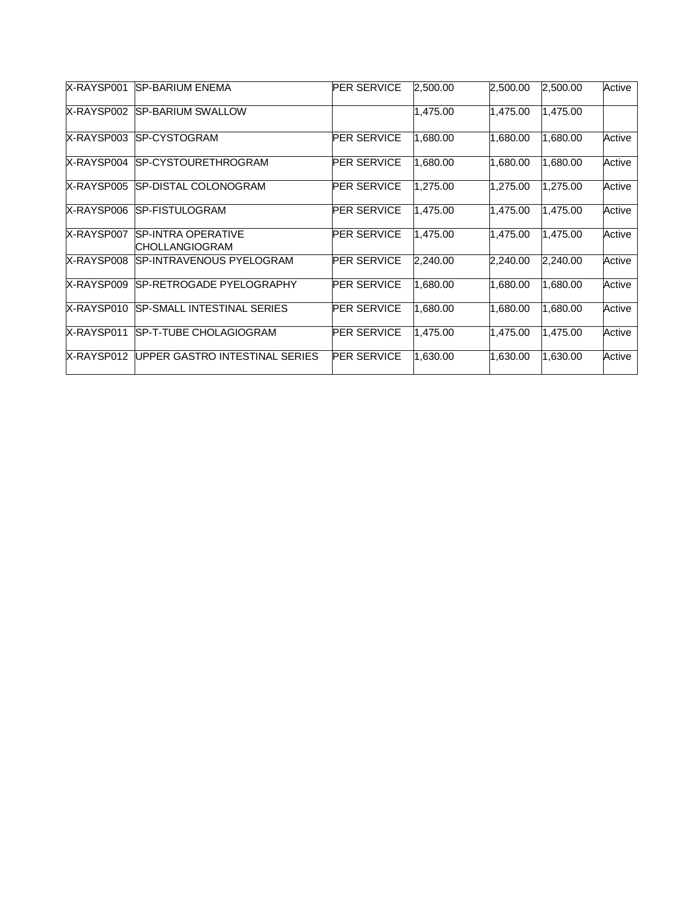| | | | | | | |
|---|---|---|---|---|---|---|
| X-RAYSP001 | SP-BARIUM ENEMA | PER SERVICE | 2,500.00 | 2,500.00 | 2,500.00 | Active |
| X-RAYSP002 | SP-BARIUM SWALLOW | | 1,475.00 | 1,475.00 | 1,475.00 | |
| X-RAYSP003 | SP-CYSTOGRAM | PER SERVICE | 1,680.00 | 1,680.00 | 1,680.00 | Active |
| X-RAYSP004 | SP-CYSTOURETHROGRAM | PER SERVICE | 1,680.00 | 1,680.00 | 1,680.00 | Active |
| X-RAYSP005 | SP-DISTAL COLONOGRAM | PER SERVICE | 1,275.00 | 1,275.00 | 1,275.00 | Active |
| X-RAYSP006 | SP-FISTULOGRAM | PER SERVICE | 1,475.00 | 1,475.00 | 1,475.00 | Active |
| X-RAYSP007 | SP-INTRA OPERATIVE CHOLLANGIOGRAM | PER SERVICE | 1,475.00 | 1,475.00 | 1,475.00 | Active |
| X-RAYSP008 | SP-INTRAVENOUS PYELOGRAM | PER SERVICE | 2,240.00 | 2,240.00 | 2,240.00 | Active |
| X-RAYSP009 | SP-RETROGADE PYELOGRAPHY | PER SERVICE | 1,680.00 | 1,680.00 | 1,680.00 | Active |
| X-RAYSP010 | SP-SMALL INTESTINAL SERIES | PER SERVICE | 1,680.00 | 1,680.00 | 1,680.00 | Active |
| X-RAYSP011 | SP-T-TUBE CHOLAGIOGRAM | PER SERVICE | 1,475.00 | 1,475.00 | 1,475.00 | Active |
| X-RAYSP012 | UPPER GASTRO INTESTINAL SERIES | PER SERVICE | 1,630.00 | 1,630.00 | 1,630.00 | Active |